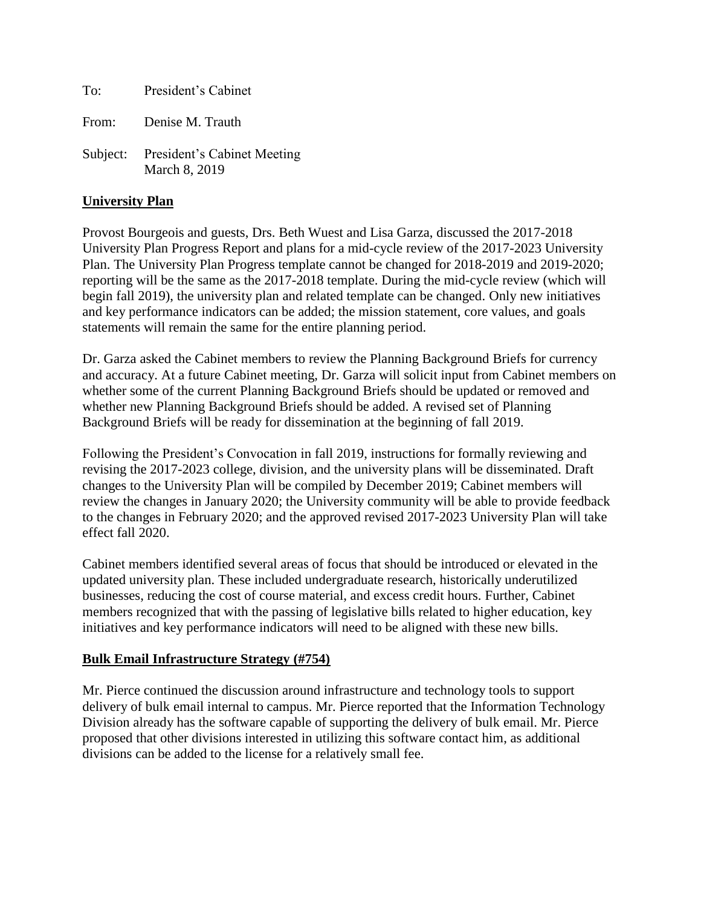To: President's Cabinet

From: Denise M. Trauth

Subject: President's Cabinet Meeting
March 8, 2019

**University Plan**

Provost Bourgeois and guests, Drs. Beth Wuest and Lisa Garza, discussed the 2017-2018 University Plan Progress Report and plans for a mid-cycle review of the 2017-2023 University Plan. The University Plan Progress template cannot be changed for 2018-2019 and 2019-2020; reporting will be the same as the 2017-2018 template. During the mid-cycle review (which will begin fall 2019), the university plan and related template can be changed. Only new initiatives and key performance indicators can be added; the mission statement, core values, and goals statements will remain the same for the entire planning period.

Dr. Garza asked the Cabinet members to review the Planning Background Briefs for currency and accuracy. At a future Cabinet meeting, Dr. Garza will solicit input from Cabinet members on whether some of the current Planning Background Briefs should be updated or removed and whether new Planning Background Briefs should be added. A revised set of Planning Background Briefs will be ready for dissemination at the beginning of fall 2019.

Following the President's Convocation in fall 2019, instructions for formally reviewing and revising the 2017-2023 college, division, and the university plans will be disseminated. Draft changes to the University Plan will be compiled by December 2019; Cabinet members will review the changes in January 2020; the University community will be able to provide feedback to the changes in February 2020; and the approved revised 2017-2023 University Plan will take effect fall 2020.

Cabinet members identified several areas of focus that should be introduced or elevated in the updated university plan. These included undergraduate research, historically underutilized businesses, reducing the cost of course material, and excess credit hours. Further, Cabinet members recognized that with the passing of legislative bills related to higher education, key initiatives and key performance indicators will need to be aligned with these new bills.

**Bulk Email Infrastructure Strategy (#754)**

Mr. Pierce continued the discussion around infrastructure and technology tools to support delivery of bulk email internal to campus. Mr. Pierce reported that the Information Technology Division already has the software capable of supporting the delivery of bulk email. Mr. Pierce proposed that other divisions interested in utilizing this software contact him, as additional divisions can be added to the license for a relatively small fee.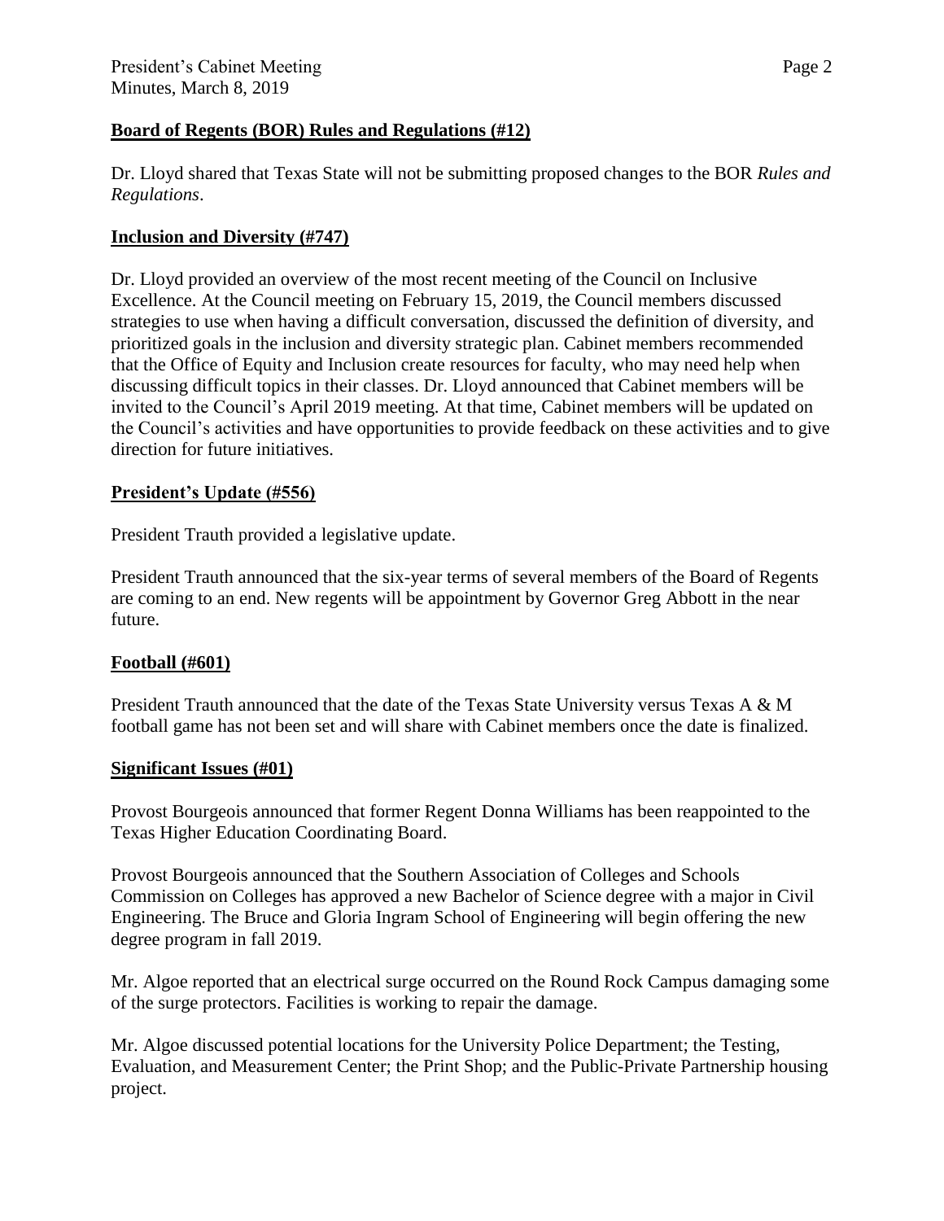**Board of Regents (BOR) Rules and Regulations (#12)**

Dr. Lloyd shared that Texas State will not be submitting proposed changes to the BOR *Rules and Regulations*.

**Inclusion and Diversity (#747)**

Dr. Lloyd provided an overview of the most recent meeting of the Council on Inclusive Excellence. At the Council meeting on February 15, 2019, the Council members discussed strategies to use when having a difficult conversation, discussed the definition of diversity, and prioritized goals in the inclusion and diversity strategic plan. Cabinet members recommended that the Office of Equity and Inclusion create resources for faculty, who may need help when discussing difficult topics in their classes. Dr. Lloyd announced that Cabinet members will be invited to the Council's April 2019 meeting. At that time, Cabinet members will be updated on the Council's activities and have opportunities to provide feedback on these activities and to give direction for future initiatives.

**President's Update (#556)**

President Trauth provided a legislative update.

President Trauth announced that the six-year terms of several members of the Board of Regents are coming to an end. New regents will be appointment by Governor Greg Abbott in the near future.

**Football (#601)**

President Trauth announced that the date of the Texas State University versus Texas A & M football game has not been set and will share with Cabinet members once the date is finalized.

**Significant Issues (#01)**

Provost Bourgeois announced that former Regent Donna Williams has been reappointed to the Texas Higher Education Coordinating Board.

Provost Bourgeois announced that the Southern Association of Colleges and Schools Commission on Colleges has approved a new Bachelor of Science degree with a major in Civil Engineering. The Bruce and Gloria Ingram School of Engineering will begin offering the new degree program in fall 2019.

Mr. Algoe reported that an electrical surge occurred on the Round Rock Campus damaging some of the surge protectors. Facilities is working to repair the damage.

Mr. Algoe discussed potential locations for the University Police Department; the Testing, Evaluation, and Measurement Center; the Print Shop; and the Public-Private Partnership housing project.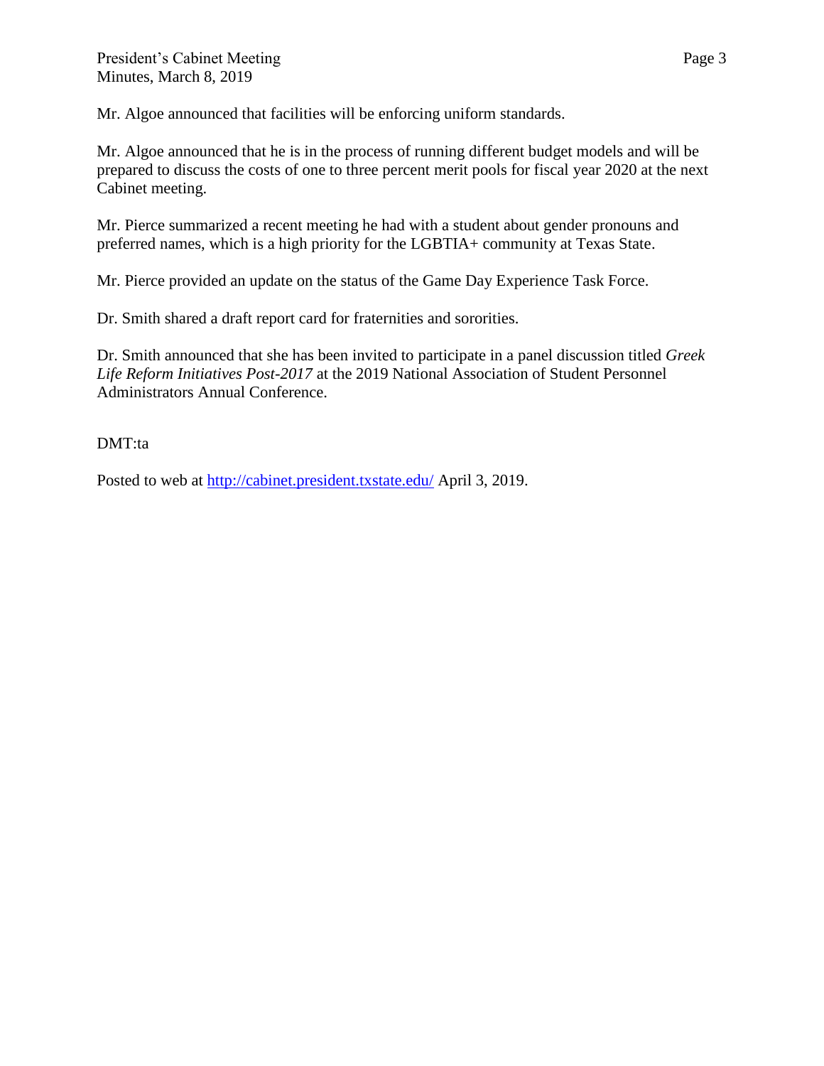Mr. Algoe announced that facilities will be enforcing uniform standards.

Mr. Algoe announced that he is in the process of running different budget models and will be prepared to discuss the costs of one to three percent merit pools for fiscal year 2020 at the next Cabinet meeting.

Mr. Pierce summarized a recent meeting he had with a student about gender pronouns and preferred names, which is a high priority for the LGBTIA+ community at Texas State.

Mr. Pierce provided an update on the status of the Game Day Experience Task Force.

Dr. Smith shared a draft report card for fraternities and sororities.

Dr. Smith announced that she has been invited to participate in a panel discussion titled *Greek Life Reform Initiatives Post-2017* at the 2019 National Association of Student Personnel Administrators Annual Conference.

DMT:ta

Posted to web at [http://cabinet.president.txstate.edu/](http://cabinet.president.txstate.edu/) April 3, 2019.